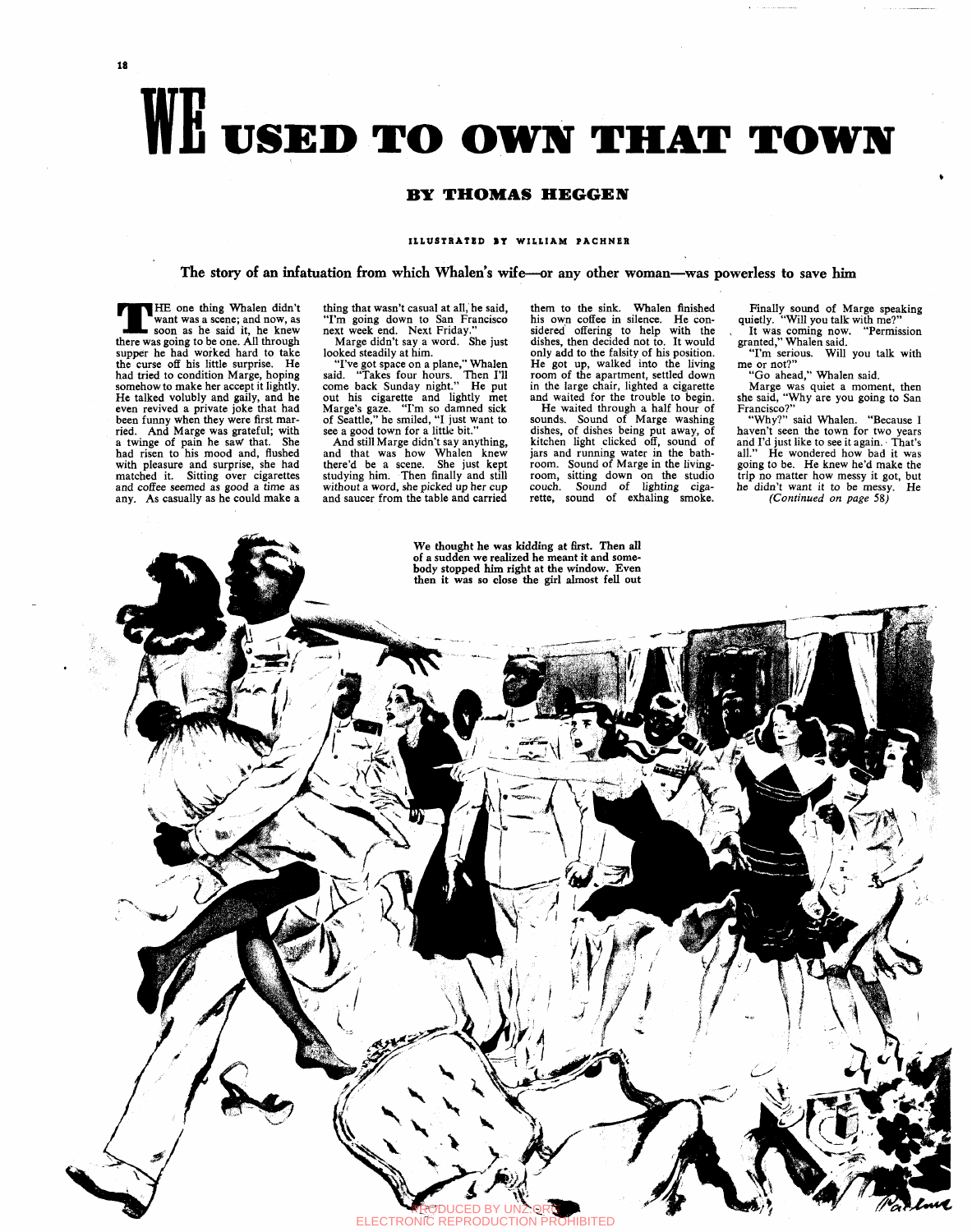# WE USED TO OWN THAT TOWN

### BY THOMAS HEGGEN

ILLUSTRATED BY WILLIAM PACHNER

**The story of an infatuation from which Whalen's wife—or any other woman—was powerless to save him**

THE one thing Whalen didn't want was a scene; and now, as soon as he said it, he knew there was going to be one. All through supper he had worked hard to take the curse off his little surprise. He had tried to condition Marge, hoping somehow to make her accept it lightly. He talked volubly and gaily, and he even revived a private joke that had been funny when they were first married. And Marge was grateful; with a twinge of pain he saw that. She had risen to his mood and, flushed with pleasure and surprise, she had matched it. Sitting over cigarettes and coffee seemed as good a time as any. As casually as he could make a thing that wasn't casual at all, he said, "I'm going down to San Francisco next week end. Next Friday."

Marge didn't say a word. She just looked steadily at him.

"I've got space on a plane," Whalen said. "Takes four hours. Then I'll come back Sunday night." He put out his cigarette and lightly met Marge's gaze. "I'm so damned sick of Seattle," he smiled, "I just want to see a good town for a little bit."

And still Marge didn't say anything, and that was how Whalen knew there'd be a scene. She just kept studying him. Then finally and still without a word, she picked up her cup and saucer from the table and carried them to the sink. Whalen finished his own coffee in silence. He considered offering to help with the dishes, then decided not to. It would only add to the falsity of his position. He got up, walked into the living room of the apartment, settled down in the large chair, lighted a cigarette and waited for the trouble to begin.

He waited through a half hour of sounds. Sound of Marge washing dishes, of dishes being put away, of kitchen light clicked off, sound of jars and running water in the bathroom. Sound of Marge in the living-room, sitting down on the studio couch. Sound of lighting cigarette, sound of exhaling smoke.

Finally sound of Marge speaking quietly. "Will you talk with me?"

It was coming now. "Permission granted," Whalen said.

"I'm serious. Will you talk with me or not?"

"Go ahead," Whalen said.

Marge was quiet a moment, then she said, "Why are you going to San Francisco?"

"Why?" said Whalen. "Because I haven't seen the town for two years and I'd just like to see it again. That's all." He wondered how bad it was going to be. He knew he'd make the trip no matter how messy it got, but he didn't want it to be messy. He

*(Continued on page 58)*

We thought he was kidding at first. Then all of a sudden we realized he meant it and somebody stopped him right at the window. Even then it was so close the girl almost fell out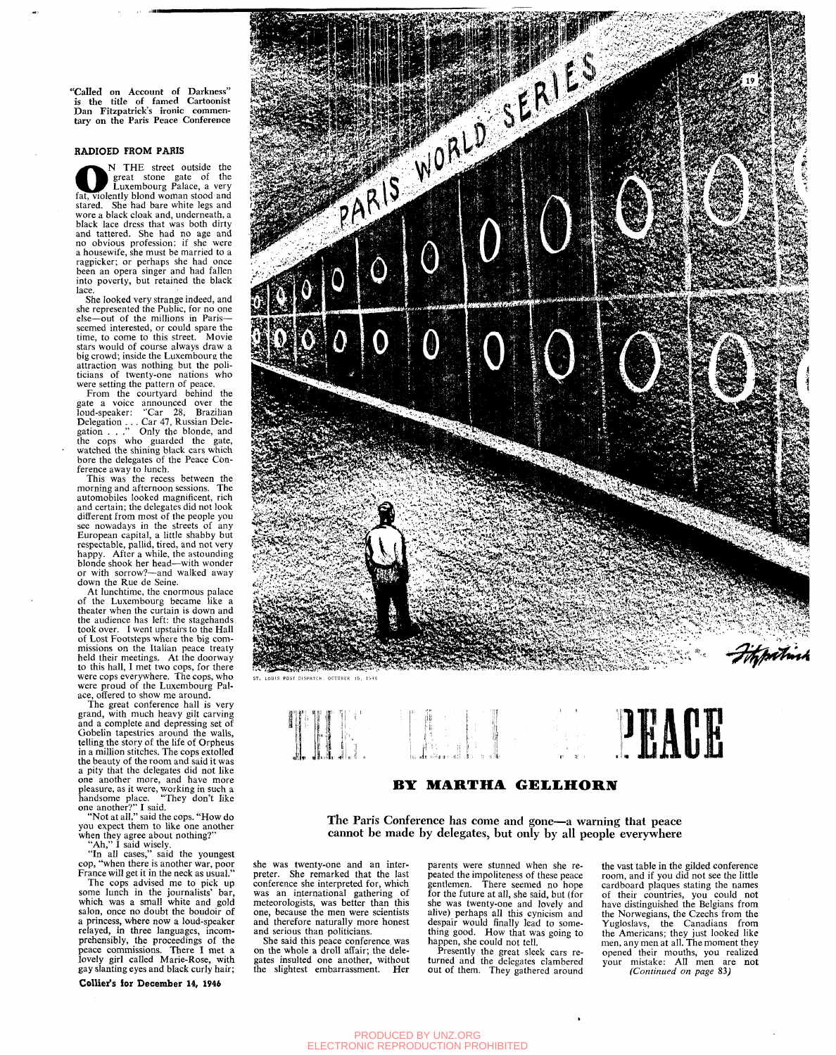"Called on Account of Darkness" is the title of famed Cartoonist Dan Fitzpatrick's ironic commentary on the Paris Peace Conference

PARIS WORLD SERIES

ST. LOUIS POST DISPATCH, OCTOBER 15, 1946

# THE ... PEACE

## BY MARTHA GELLHORN

**The Paris Conference has come and gone—a warning that peace cannot be made by delegates, but only by all people everywhere**

**RADIOED FROM PARIS**

ON THE street outside the great stone gate of the Luxembourg Palace, a very fat, violently blond woman stood and stared. She had bare white legs and wore a black cloak and, underneath, a black lace dress that was both dirty and tattered. She had no age and no obvious profession; if she were a housewife, she must be married to a ragpicker; or perhaps she had once been an opera singer and had fallen into poverty, but retained the black lace.

She looked very strange indeed, and she represented the Public, for no one else—out of the millions in Paris—seemed interested, or could spare the time, to come to this street. Movie stars would of course always draw a big crowd; inside the Luxembourg the attraction was nothing but the politicians of twenty-one nations who were setting the pattern of peace.

From the courtyard behind the gate a voice announced over the loud-speaker: "Car 28, Brazilian Delegation . . . Car 47, Russian Delegation . . ." Only the blonde, and the cops who guarded the gate, watched the shining black cars which bore the delegates of the Peace Conference away to lunch.

This was the recess between the morning and afternoon sessions. The automobiles looked magnificent, rich and certain; the delegates did not look different from most of the people you see nowadays in the streets of any European capital, a little shabby but respectable, pallid, tired, and not very happy. After a while, the astounding blonde shook her head—with wonder or with sorrow?—and walked away down the Rue de Seine.

At lunchtime, the enormous palace of the Luxembourg became like a theater when the curtain is down and the audience has left: the stagehands took over. I went upstairs to the Hall of Lost Footsteps where the big commissions on the Italian peace treaty held their meetings. At the doorway to this hall, I met two cops, for there were cops everywhere. The cops, who were proud of the Luxembourg Palace, offered to show me around.

The great conference hall is very grand, with much heavy gilt carving and a complete and depressing set of Gobelin tapestries around the walls, telling the story of the life of Orpheus in a million stitches. The cops extolled the beauty of the room and said it was a pity that the delegates did not like one another more, and have more pleasure, as it were, working in such a handsome place. "They don't like one another?" I said.

"Not at all," said the cops. "How do you expect them to like one another when they agree about nothing?"

"Ah," I said wisely.

"In all cases," said the youngest cop, "when there is another war, poor France will get it in the neck as usual."

The cops advised me to pick up some lunch in the journalists' bar, which was a small white and gold salon, once no doubt the boudoir of a princess, where now a loud-speaker relayed, in three languages, incomprehensibly, the proceedings of the peace commissions. There I met a lovely girl called Marie-Rose, with gay slanting eyes and black curly hair; she was twenty-one and an interpreter. She remarked that the last conference she interpreted for, which was an international gathering of meteorologists, was better than this one, because the men were scientists and therefore naturally more honest and serious than politicians.

She said this peace conference was on the whole a droll affair; the delegates insulted one another, without the slightest embarrassment. Her parents were stunned when she repeated the impoliteness of these peace gentlemen. There seemed no hope for the future at all, she said, but (for she was twenty-one and lovely and alive) perhaps all this cynicism and despair would finally lead to something good. How that was going to happen, she could not tell.

Presently the great sleek cars returned and the delegates clambered out of them. They gathered around the vast table in the gilded conference room, and if you did not see the little cardboard plaques stating the names of their countries, you could not have distinguished the Belgians from the Norwegians, the Czechs from the Yugloslavs, the Canadians from the Americans; they just looked like men, any men at all. The moment they opened their mouths, you realized your mistake: All men are not

*(Continued on page 83)*